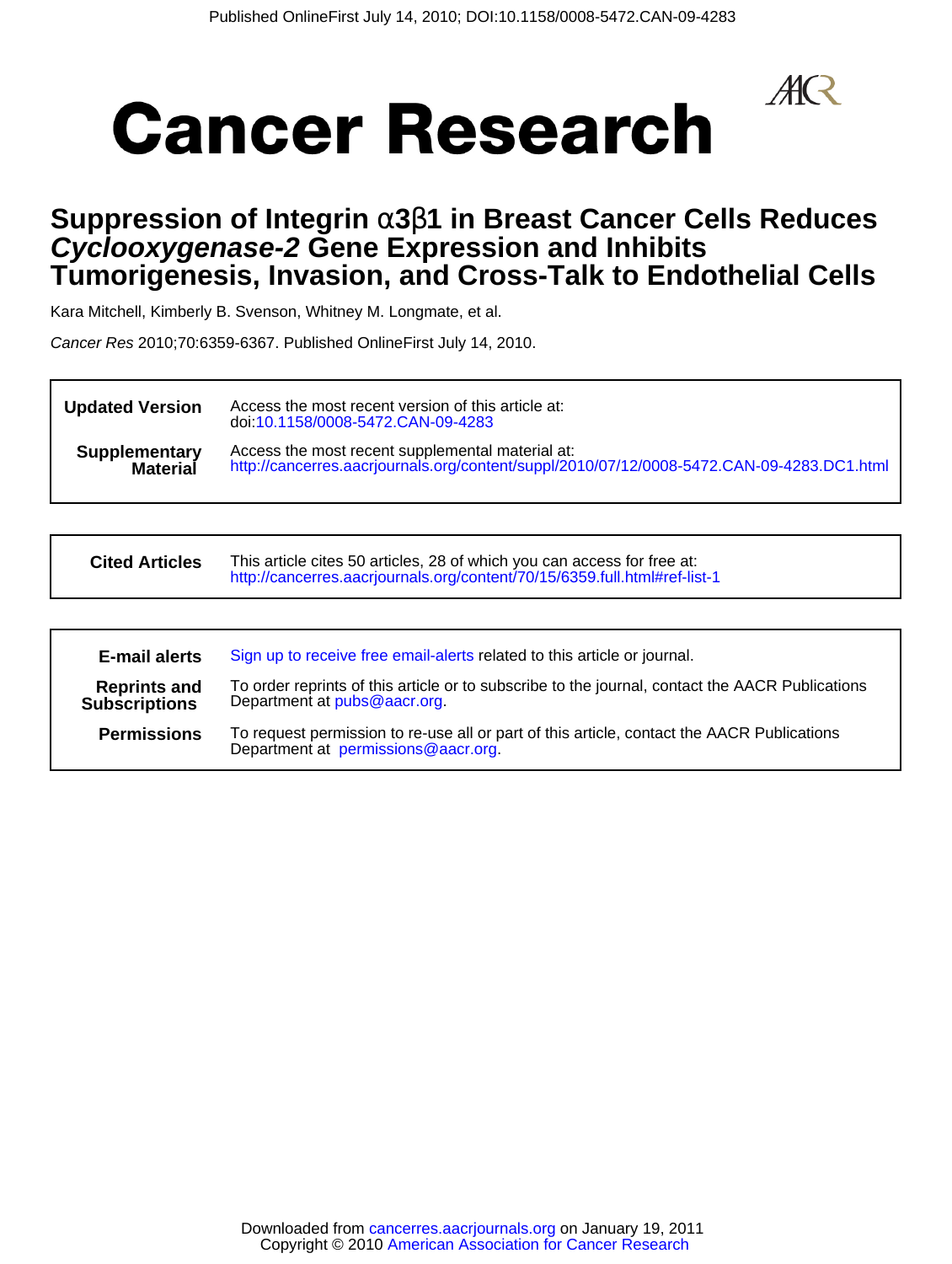Published OnlineFirst July 14, 2010; DOI:10.1158/0008-5472.CAN-09-4283

# Cancer Research

## Suppression of Integrin α3β1 in Breast Cancer Cells Reduces *Cyclooxygenase-2* Gene Expression and Inhibits Tumorigenesis, Invasion, and Cross-Talk to Endothelial Cells

Kara Mitchell, Kimberly B. Svenson, Whitney M. Longmate, et al.

*Cancer Res* 2010;70:6359-6367. Published OnlineFirst July 14, 2010.

| | |
|---|---|
| **Updated Version** | Access the most recent version of this article at: doi:10.1158/0008-5472.CAN-09-4283 |
| **Supplementary Material** | Access the most recent supplemental material at: http://cancerres.aacrjournals.org/content/suppl/2010/07/12/0008-5472.CAN-09-4283.DC1.html |

| | |
|---|---|
| **Cited Articles** | This article cites 50 articles, 28 of which you can access for free at: http://cancerres.aacrjournals.org/content/70/15/6359.full.html#ref-list-1 |

| | |
|---|---|
| **E-mail alerts** | Sign up to receive free email-alerts related to this article or journal. |
| **Reprints and Subscriptions** | To order reprints of this article or to subscribe to the journal, contact the AACR Publications Department at pubs@aacr.org. |
| **Permissions** | To request permission to re-use all or part of this article, contact the AACR Publications Department at permissions@aacr.org. |

Downloaded from cancerres.aacrjournals.org on January 19, 2011
Copyright © 2010 American Association for Cancer Research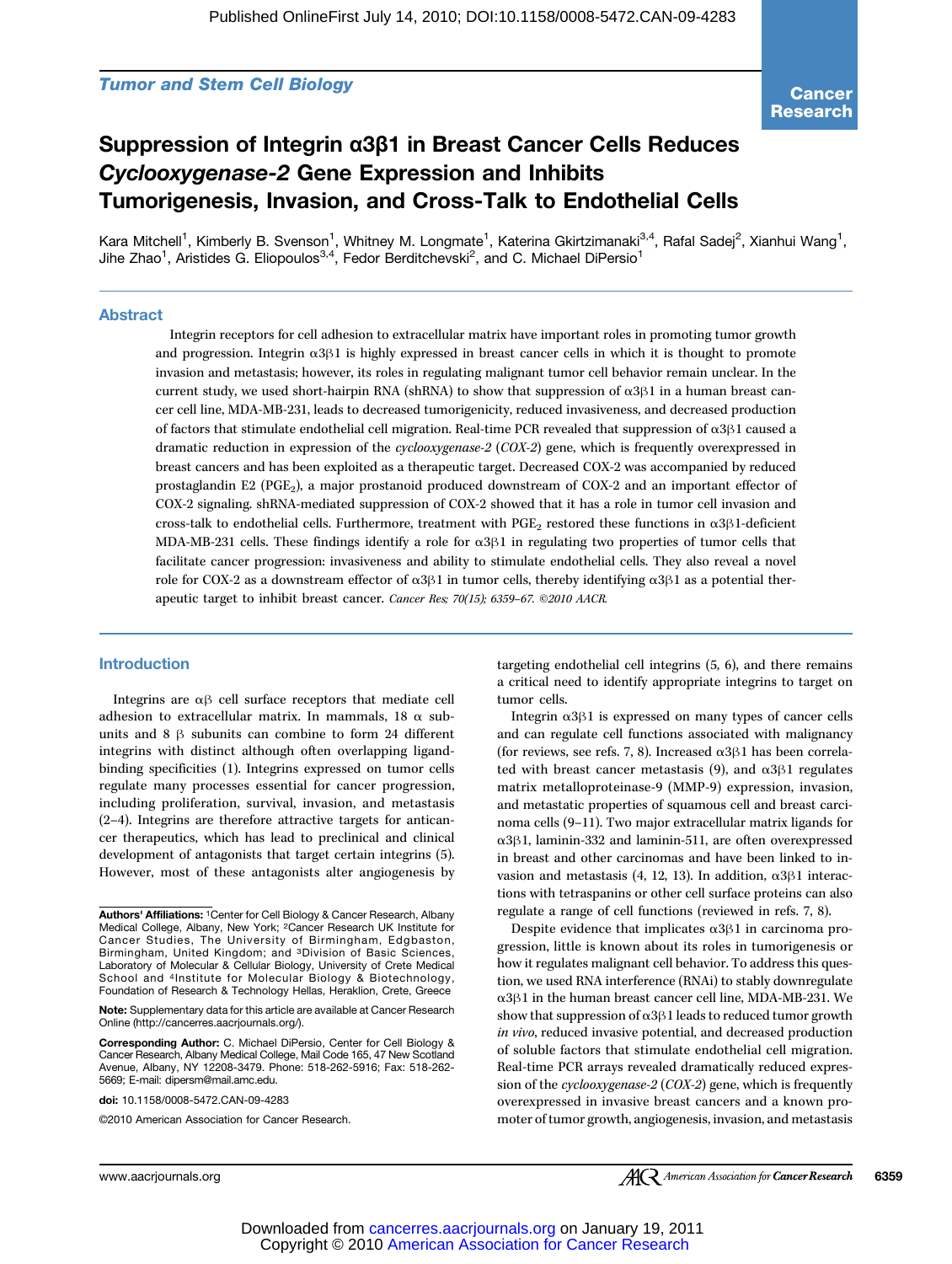# Suppression of Integrin α3β1 in Breast Cancer Cells Reduces *Cyclooxygenase-2* Gene Expression and Inhibits Tumorigenesis, Invasion, and Cross-Talk to Endothelial Cells

Kara Mitchell[1], Kimberly B. Svenson[1], Whitney M. Longmate[1], Katerina Gkirtzimanaki[3,4], Rafal Sadej[2], Xianhui Wang[1], Jihe Zhao[1], Aristides G. Eliopoulos[3,4], Fedor Berditchevski[2], and C. Michael DiPersio[1]

## Abstract

Integrin receptors for cell adhesion to extracellular matrix have important roles in promoting tumor growth and progression. Integrin α3β1 is highly expressed in breast cancer cells in which it is thought to promote invasion and metastasis; however, its roles in regulating malignant tumor cell behavior remain unclear. In the current study, we used short-hairpin RNA (shRNA) to show that suppression of α3β1 in a human breast cancer cell line, MDA-MB-231, leads to decreased tumorigenicity, reduced invasiveness, and decreased production of factors that stimulate endothelial cell migration. Real-time PCR revealed that suppression of α3β1 caused a dramatic reduction in expression of the *cyclooxygenase-2* (*COX-2*) gene, which is frequently overexpressed in breast cancers and has been exploited as a therapeutic target. Decreased COX-2 was accompanied by reduced prostaglandin E2 ($PGE_2$), a major prostanoid produced downstream of COX-2 and an important effector of COX-2 signaling. shRNA-mediated suppression of COX-2 showed that it has a role in tumor cell invasion and cross-talk to endothelial cells. Furthermore, treatment with $PGE_2$ restored these functions in α3β1-deficient MDA-MB-231 cells. These findings identify a role for α3β1 in regulating two properties of tumor cells that facilitate cancer progression: invasiveness and ability to stimulate endothelial cells. They also reveal a novel role for COX-2 as a downstream effector of α3β1 in tumor cells, thereby identifying α3β1 as a potential therapeutic target to inhibit breast cancer. *Cancer Res; 70(15); 6359–67. ©2010 AACR.*

## Introduction

Integrins are αβ cell surface receptors that mediate cell adhesion to extracellular matrix. In mammals, 18 α subunits and 8 β subunits can combine to form 24 different integrins with distinct although often overlapping ligand-binding specificities (1). Integrins expressed on tumor cells regulate many processes essential for cancer progression, including proliferation, survival, invasion, and metastasis (2–4). Integrins are therefore attractive targets for anticancer therapeutics, which has lead to preclinical and clinical development of antagonists that target certain integrins (5). However, most of these antagonists alter angiogenesis by targeting endothelial cell integrins (5, 6), and there remains a critical need to identify appropriate integrins to target on tumor cells.

Integrin α3β1 is expressed on many types of cancer cells and can regulate cell functions associated with malignancy (for reviews, see refs. 7, 8). Increased α3β1 has been correlated with breast cancer metastasis (9), and α3β1 regulates matrix metalloproteinase-9 (MMP-9) expression, invasion, and metastatic properties of squamous cell and breast carcinoma cells (9–11). Two major extracellular matrix ligands for α3β1, laminin-332 and laminin-511, are often overexpressed in breast and other carcinomas and have been linked to invasion and metastasis (4, 12, 13). In addition, α3β1 interactions with tetraspanins or other cell surface proteins can also regulate a range of cell functions (reviewed in refs. 7, 8).

Despite evidence that implicates α3β1 in carcinoma progression, little is known about its roles in tumorigenesis or how it regulates malignant cell behavior. To address this question, we used RNA interference (RNAi) to stably downregulate α3β1 in the human breast cancer cell line, MDA-MB-231. We show that suppression of α3β1 leads to reduced tumor growth *in vivo*, reduced invasive potential, and decreased production of soluble factors that stimulate endothelial cell migration. Real-time PCR arrays revealed dramatically reduced expression of the *cyclooxygenase-2* (*COX-2*) gene, which is frequently overexpressed in invasive breast cancers and a known promoter of tumor growth, angiogenesis, invasion, and metastasis

**Authors' Affiliations:** [1]Center for Cell Biology & Cancer Research, Albany Medical College, Albany, New York; [2]Cancer Research UK Institute for Cancer Studies, The University of Birmingham, Edgbaston, Birmingham, United Kingdom; and [3]Division of Basic Sciences, Laboratory of Molecular & Cellular Biology, University of Crete Medical School and [4]Institute for Molecular Biology & Biotechnology, Foundation of Research & Technology Hellas, Heraklion, Crete, Greece

**Note:** Supplementary data for this article are available at Cancer Research Online (http://cancerres.aacrjournals.org/).

**Corresponding Author:** C. Michael DiPersio, Center for Cell Biology & Cancer Research, Albany Medical College, Mail Code 165, 47 New Scotland Avenue, Albany, NY 12208-3479. Phone: 518-262-5916; Fax: 518-262-5669; E-mail: dipersm@mail.amc.edu.

**doi:** 10.1158/0008-5472.CAN-09-4283

©2010 American Association for Cancer Research.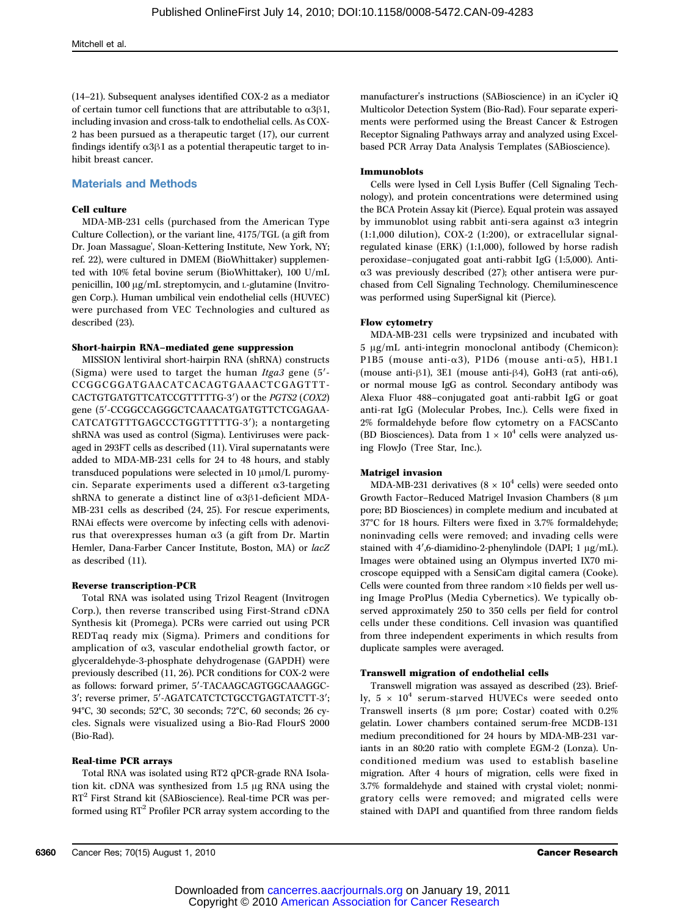(14–21). Subsequent analyses identified COX-2 as a mediator of certain tumor cell functions that are attributable to α3β1, including invasion and cross-talk to endothelial cells. As COX-2 has been pursued as a therapeutic target (17), our current findings identify α3β1 as a potential therapeutic target to inhibit breast cancer.

## Materials and Methods

### Cell culture

MDA-MB-231 cells (purchased from the American Type Culture Collection), or the variant line, 4175/TGL (a gift from Dr. Joan Massague', Sloan-Kettering Institute, New York, NY; ref. 22), were cultured in DMEM (BioWhittaker) supplemented with 10% fetal bovine serum (BioWhittaker), 100 U/mL penicillin, 100 μg/mL streptomycin, and L-glutamine (Invitrogen Corp.). Human umbilical vein endothelial cells (HUVEC) were purchased from VEC Technologies and cultured as described (23).

### Short-hairpin RNA–mediated gene suppression

MISSION lentiviral short-hairpin RNA (shRNA) constructs (Sigma) were used to target the human *Itga3* gene (5′-CCGGCGGATGAACATCACAGTGAAACTCGAGTTTCACTGTGATGTTCATCCGTTTTTG-3′) or the *PGTS2* (*COX2*) gene (5′-CCGGCCAGGGCTCAAACATGATGTTCTCGAGAACATCATGTTTGAGCCCTGGTTTTTG-3′); a nontargeting shRNA was used as control (Sigma). Lentiviruses were packaged in 293FT cells as described (11). Viral supernatants were added to MDA-MB-231 cells for 24 to 48 hours, and stably transduced populations were selected in 10 μmol/L puromycin. Separate experiments used a different α3-targeting shRNA to generate a distinct line of α3β1-deficient MDA-MB-231 cells as described (24, 25). For rescue experiments, RNAi effects were overcome by infecting cells with adenovirus that overexpresses human α3 (a gift from Dr. Martin Hemler, Dana-Farber Cancer Institute, Boston, MA) or *lacZ* as described (11).

### Reverse transcription-PCR

Total RNA was isolated using Trizol Reagent (Invitrogen Corp.), then reverse transcribed using First-Strand cDNA Synthesis kit (Promega). PCRs were carried out using PCR REDTaq ready mix (Sigma). Primers and conditions for amplication of α3, vascular endothelial growth factor, or glyceraldehyde-3-phosphate dehydrogenase (GAPDH) were previously described (11, 26). PCR conditions for COX-2 were as follows: forward primer, 5′-TACAAGCAGTGGCAAAGGC-3′; reverse primer, 5′-AGATCATCTCTGCCTGAGTATCTT-3′; 94°C, 30 seconds; 52°C, 30 seconds; 72°C, 60 seconds; 26 cycles. Signals were visualized using a Bio-Rad FlourS 2000 (Bio-Rad).

### Real-time PCR arrays

Total RNA was isolated using RT2 qPCR-grade RNA Isolation kit. cDNA was synthesized from 1.5 μg RNA using the RT$^2$ First Strand kit (SABioscience). Real-time PCR was performed using RT$^2$ Profiler PCR array system according to the manufacturer's instructions (SABioscience) in an iCycler iQ Multicolor Detection System (Bio-Rad). Four separate experiments were performed using the Breast Cancer & Estrogen Receptor Signaling Pathways array and analyzed using Excel-based PCR Array Data Analysis Templates (SABioscience).

### Immunoblots

Cells were lysed in Cell Lysis Buffer (Cell Signaling Technology), and protein concentrations were determined using the BCA Protein Assay kit (Pierce). Equal protein was assayed by immunoblot using rabbit anti-sera against α3 integrin (1:1,000 dilution), COX-2 (1:200), or extracellular signal-regulated kinase (ERK) (1:1,000), followed by horse radish peroxidase–conjugated goat anti-rabbit IgG (1:5,000). Anti-α3 was previously described (27); other antisera were purchased from Cell Signaling Technology. Chemiluminescence was performed using SuperSignal kit (Pierce).

### Flow cytometry

MDA-MB-231 cells were trypsinized and incubated with 5 μg/mL anti-integrin monoclonal antibody (Chemicon): P1B5 (mouse anti-α3), P1D6 (mouse anti-α5), HB1.1 (mouse anti-β1), 3E1 (mouse anti-β4), GoH3 (rat anti-α6), or normal mouse IgG as control. Secondary antibody was Alexa Fluor 488–conjugated goat anti-rabbit IgG or goat anti-rat IgG (Molecular Probes, Inc.). Cells were fixed in 2% formaldehyde before flow cytometry on a FACSCanto (BD Biosciences). Data from $1 \times 10^4$ cells were analyzed using FlowJo (Tree Star, Inc.).

### Matrigel invasion

MDA-MB-231 derivatives ($8 \times 10^4$ cells) were seeded onto Growth Factor–Reduced Matrigel Invasion Chambers (8 μm pore; BD Biosciences) in complete medium and incubated at 37°C for 18 hours. Filters were fixed in 3.7% formaldehyde; noninvading cells were removed; and invading cells were stained with 4′,6-diamidino-2-phenylindole (DAPI; 1 μg/mL). Images were obtained using an Olympus inverted IX70 microscope equipped with a SensiCam digital camera (Cooke). Cells were counted from three random ×10 fields per well using Image ProPlus (Media Cybernetics). We typically observed approximately 250 to 350 cells per field for control cells under these conditions. Cell invasion was quantified from three independent experiments in which results from duplicate samples were averaged.

### Transwell migration of endothelial cells

Transwell migration was assayed as described (23). Briefly, $5 \times 10^4$ serum-starved HUVECs were seeded onto Transwell inserts (8 μm pore; Costar) coated with 0.2% gelatin. Lower chambers contained serum-free MCDB-131 medium preconditioned for 24 hours by MDA-MB-231 variants in an 80:20 ratio with complete EGM-2 (Lonza). Unconditioned medium was used to establish baseline migration. After 4 hours of migration, cells were fixed in 3.7% formaldehyde and stained with crystal violet; nonmigratory cells were removed; and migrated cells were stained with DAPI and quantified from three random fields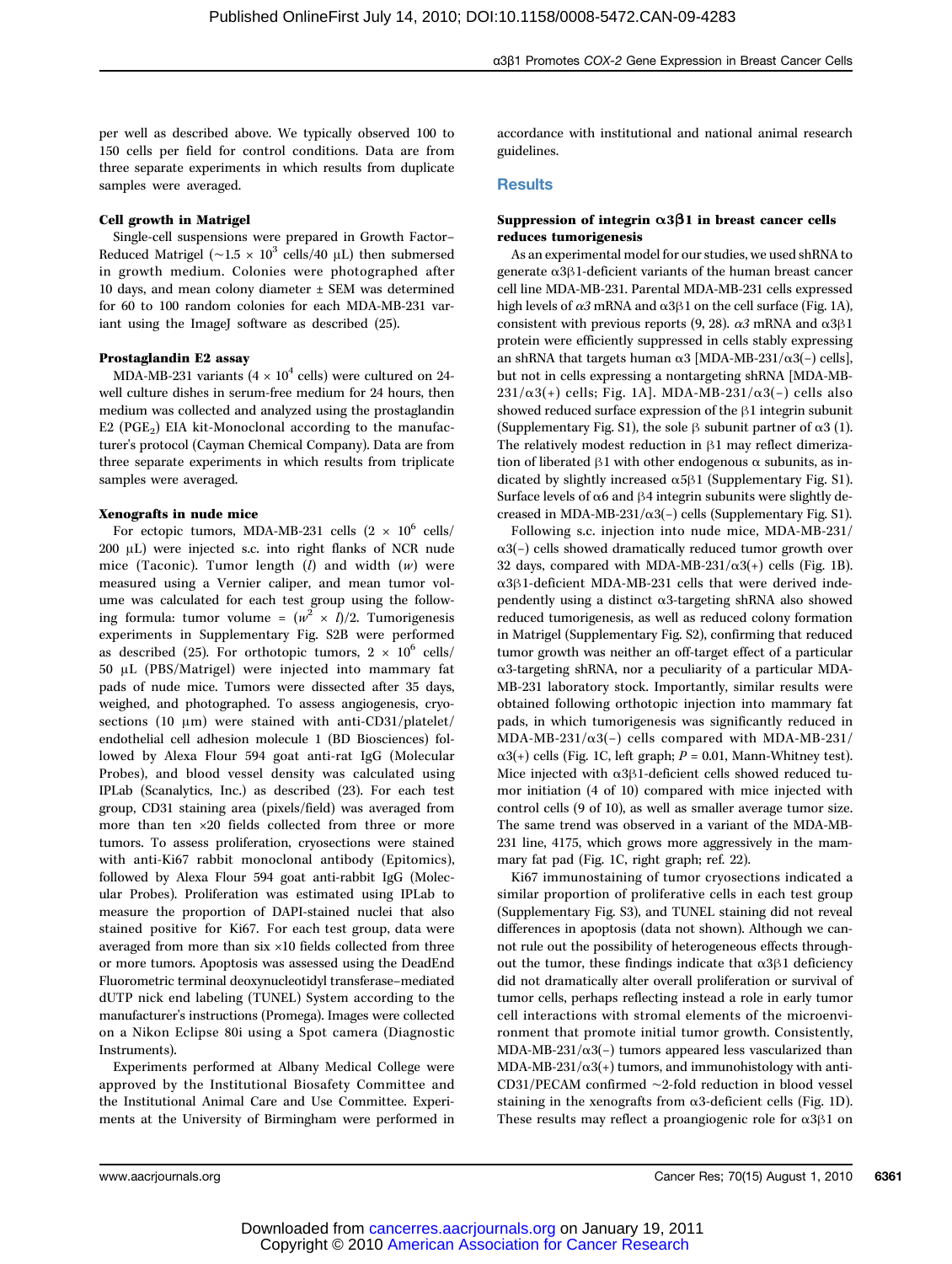per well as described above. We typically observed 100 to 150 cells per field for control conditions. Data are from three separate experiments in which results from duplicate samples were averaged.

#### Cell growth in Matrigel

Single-cell suspensions were prepared in Growth Factor–Reduced Matrigel (~$1.5 \times 10^3$ cells/40 μL) then submersed in growth medium. Colonies were photographed after 10 days, and mean colony diameter ± SEM was determined for 60 to 100 random colonies for each MDA-MB-231 variant using the ImageJ software as described (25).

#### Prostaglandin E2 assay

MDA-MB-231 variants ($4 \times 10^4$ cells) were cultured on 24-well culture dishes in serum-free medium for 24 hours, then medium was collected and analyzed using the prostaglandin E2 ($PGE_2$) EIA kit-Monoclonal according to the manufacturer's protocol (Cayman Chemical Company). Data are from three separate experiments in which results from triplicate samples were averaged.

#### Xenografts in nude mice

For ectopic tumors, MDA-MB-231 cells ($2 \times 10^6$ cells/200 μL) were injected s.c. into right flanks of NCR nude mice (Taconic). Tumor length ($l$) and width ($w$) were measured using a Vernier caliper, and mean tumor volume was calculated for each test group using the following formula: tumor volume = $(w^2 \times l)/2$. Tumorigenesis experiments in Supplementary Fig. S2B were performed as described (25). For orthotopic tumors, $2 \times 10^6$ cells/50 μL (PBS/Matrigel) were injected into mammary fat pads of nude mice. Tumors were dissected after 35 days, weighed, and photographed. To assess angiogenesis, cryosections (10 μm) were stained with anti-CD31/platelet/endothelial cell adhesion molecule 1 (BD Biosciences) followed by Alexa Flour 594 goat anti-rat IgG (Molecular Probes), and blood vessel density was calculated using IPLab (Scanalytics, Inc.) as described (23). For each test group, CD31 staining area (pixels/field) was averaged from more than ten ×20 fields collected from three or more tumors. To assess proliferation, cryosections were stained with anti-Ki67 rabbit monoclonal antibody (Epitomics), followed by Alexa Flour 594 goat anti-rabbit IgG (Molecular Probes). Proliferation was estimated using IPLab to measure the proportion of DAPI-stained nuclei that also stained positive for Ki67. For each test group, data were averaged from more than six ×10 fields collected from three or more tumors. Apoptosis was assessed using the DeadEnd Fluorometric terminal deoxynucleotidyl transferase–mediated dUTP nick end labeling (TUNEL) System according to the manufacturer's instructions (Promega). Images were collected on a Nikon Eclipse 80i using a Spot camera (Diagnostic Instruments).

Experiments performed at Albany Medical College were approved by the Institutional Biosafety Committee and the Institutional Animal Care and Use Committee. Experiments at the University of Birmingham were performed in accordance with institutional and national animal research guidelines.

## Results

#### Suppression of integrin α3β1 in breast cancer cells reduces tumorigenesis

As an experimental model for our studies, we used shRNA to generate α3β1-deficient variants of the human breast cancer cell line MDA-MB-231. Parental MDA-MB-231 cells expressed high levels of *α3* mRNA and α3β1 on the cell surface (Fig. 1A), consistent with previous reports (9, 28). *α3* mRNA and α3β1 protein were efficiently suppressed in cells stably expressing an shRNA that targets human α3 [MDA-MB-231/α3(−) cells], but not in cells expressing a nontargeting shRNA [MDA-MB-231/α3(+) cells; Fig. 1A]. MDA-MB-231/α3(−) cells also showed reduced surface expression of the β1 integrin subunit (Supplementary Fig. S1), the sole β subunit partner of α3 (1). The relatively modest reduction in β1 may reflect dimerization of liberated β1 with other endogenous α subunits, as indicated by slightly increased α5β1 (Supplementary Fig. S1). Surface levels of α6 and β4 integrin subunits were slightly decreased in MDA-MB-231/α3(−) cells (Supplementary Fig. S1).

Following s.c. injection into nude mice, MDA-MB-231/α3(−) cells showed dramatically reduced tumor growth over 32 days, compared with MDA-MB-231/α3(+) cells (Fig. 1B). α3β1-deficient MDA-MB-231 cells that were derived independently using a distinct α3-targeting shRNA also showed reduced tumorigenesis, as well as reduced colony formation in Matrigel (Supplementary Fig. S2), confirming that reduced tumor growth was neither an off-target effect of a particular α3-targeting shRNA, nor a peculiarity of a particular MDA-MB-231 laboratory stock. Importantly, similar results were obtained following orthotopic injection into mammary fat pads, in which tumorigenesis was significantly reduced in MDA-MB-231/α3(−) cells compared with MDA-MB-231/α3(+) cells (Fig. 1C, left graph; $P = 0.01$, Mann-Whitney test). Mice injected with α3β1-deficient cells showed reduced tumor initiation (4 of 10) compared with mice injected with control cells (9 of 10), as well as smaller average tumor size. The same trend was observed in a variant of the MDA-MB-231 line, 4175, which grows more aggressively in the mammary fat pad (Fig. 1C, right graph; ref. 22).

Ki67 immunostaining of tumor cryosections indicated a similar proportion of proliferative cells in each test group (Supplementary Fig. S3), and TUNEL staining did not reveal differences in apoptosis (data not shown). Although we cannot rule out the possibility of heterogeneous effects throughout the tumor, these findings indicate that α3β1 deficiency did not dramatically alter overall proliferation or survival of tumor cells, perhaps reflecting instead a role in early tumor cell interactions with stromal elements of the microenvironment that promote initial tumor growth. Consistently, MDA-MB-231/α3(−) tumors appeared less vascularized than MDA-MB-231/α3(+) tumors, and immunohistology with anti-CD31/PECAM confirmed ~2-fold reduction in blood vessel staining in the xenografts from α3-deficient cells (Fig. 1D). These results may reflect a proangiogenic role for α3β1 on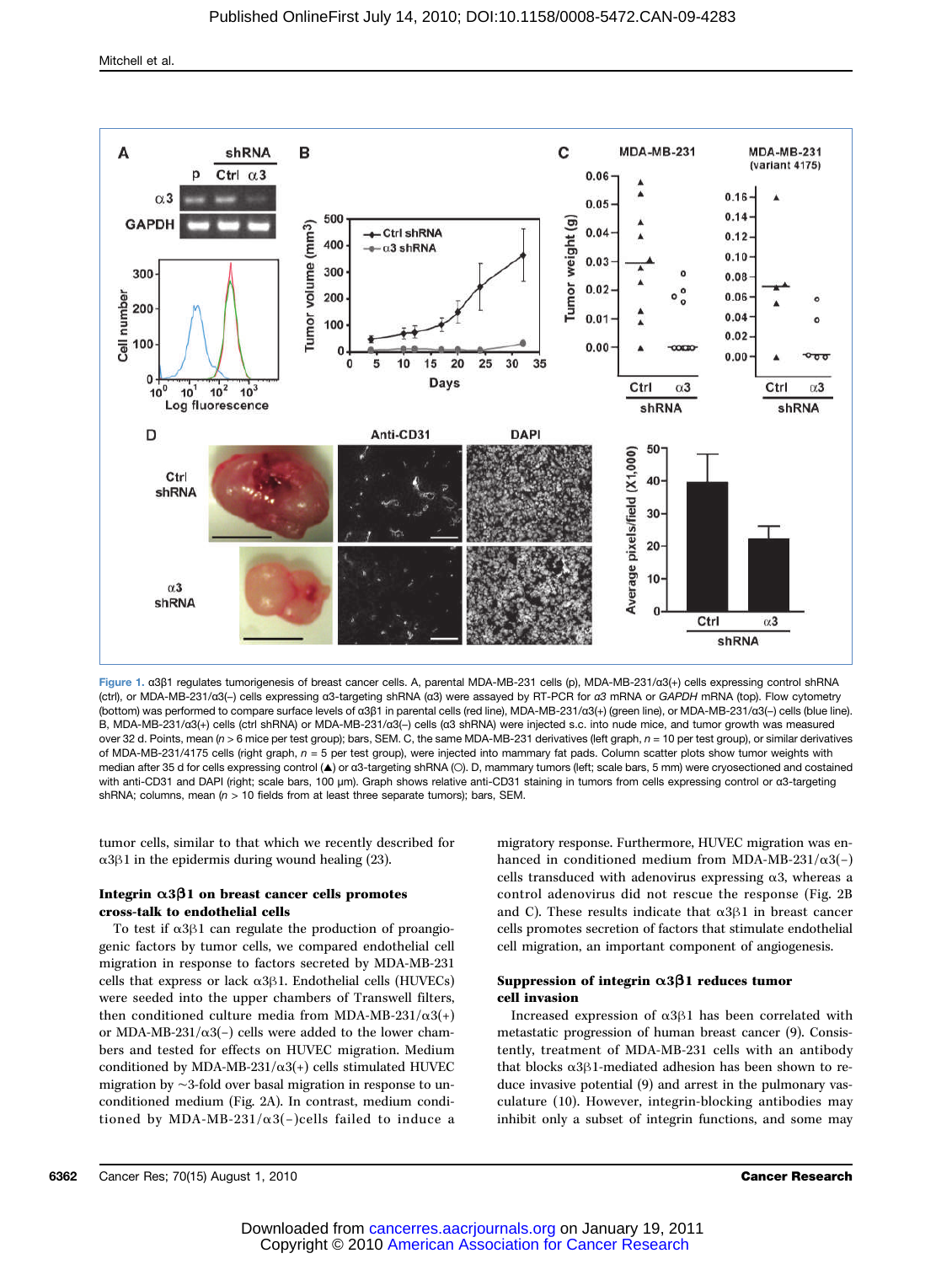Figure 1. α3β1 regulates tumorigenesis of breast cancer cells. A, parental MDA-MB-231 cells (p), MDA-MB-231/α3(+) cells expressing control shRNA (ctrl), or MDA-MB-231/α3(–) cells expressing α3-targeting shRNA (α3) were assayed by RT-PCR for *α3* mRNA or *GAPDH* mRNA (top). Flow cytometry (bottom) was performed to compare surface levels of α3β1 in parental cells (red line), MDA-MB-231/α3(+) (green line), or MDA-MB-231/α3(–) cells (blue line). B, MDA-MB-231/α3(+) cells (ctrl shRNA) or MDA-MB-231/α3(–) cells (α3 shRNA) were injected s.c. into nude mice, and tumor growth was measured over 32 d. Points, mean ($n > 6$ mice per test group); bars, SEM. C, the same MDA-MB-231 derivatives (left graph, $n = 10$ per test group), or similar derivatives of MDA-MB-231/4175 cells (right graph, $n = 5$ per test group), were injected into mammary fat pads. Column scatter plots show tumor weights with median after 35 d for cells expressing control (▲) or α3-targeting shRNA (○). D, mammary tumors (left; scale bars, 5 mm) were cryosectioned and costained with anti-CD31 and DAPI (right; scale bars, 100 μm). Graph shows relative anti-CD31 staining in tumors from cells expressing control or α3-targeting shRNA; columns, mean ($n > 10$ fields from at least three separate tumors); bars, SEM.

tumor cells, similar to that which we recently described for α3β1 in the epidermis during wound healing (23).

### Integrin α3β1 on breast cancer cells promotes cross-talk to endothelial cells

To test if α3β1 can regulate the production of proangiogenic factors by tumor cells, we compared endothelial cell migration in response to factors secreted by MDA-MB-231 cells that express or lack α3β1. Endothelial cells (HUVECs) were seeded into the upper chambers of Transwell filters, then conditioned culture media from MDA-MB-231/α3(+) or MDA-MB-231/α3(–) cells were added to the lower chambers and tested for effects on HUVEC migration. Medium conditioned by MDA-MB-231/α3(+) cells stimulated HUVEC migration by ~3-fold over basal migration in response to unconditioned medium (Fig. 2A). In contrast, medium conditioned by MDA-MB-231/α3(–)cells failed to induce a migratory response. Furthermore, HUVEC migration was enhanced in conditioned medium from MDA-MB-231/α3(–) cells transduced with adenovirus expressing α3, whereas a control adenovirus did not rescue the response (Fig. 2B and C). These results indicate that α3β1 in breast cancer cells promotes secretion of factors that stimulate endothelial cell migration, an important component of angiogenesis.

### Suppression of integrin α3β1 reduces tumor cell invasion

Increased expression of α3β1 has been correlated with metastatic progression of human breast cancer (9). Consistently, treatment of MDA-MB-231 cells with an antibody that blocks α3β1-mediated adhesion has been shown to reduce invasive potential (9) and arrest in the pulmonary vasculature (10). However, integrin-blocking antibodies may inhibit only a subset of integrin functions, and some may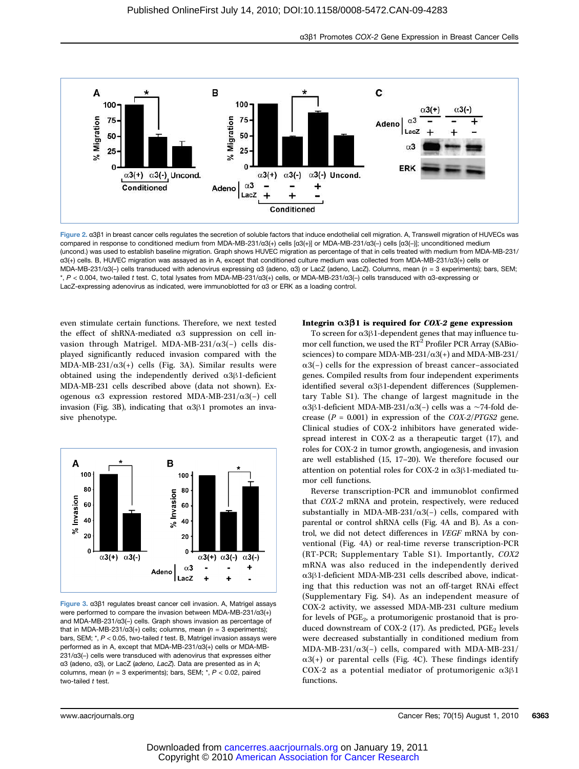Figure 2. α3β1 in breast cancer cells regulates the secretion of soluble factors that induce endothelial cell migration. A, Transwell migration of HUVECs was compared in response to conditioned medium from MDA-MB-231/α3(+) cells [α3(+)] or MDA-MB-231/α3(–) cells [α3(–)]; unconditioned medium (uncond.) was used to establish baseline migration. Graph shows HUVEC migration as percentage of that in cells treated with medium from MDA-MB-231/α3(+) cells. B, HUVEC migration was assayed as in A, except that conditioned culture medium was collected from MDA-MB-231/α3(+) cells or MDA-MB-231/α3(–) cells transduced with adenovirus expressing α3 (adeno, α3) or LacZ (adeno, LacZ). Columns, mean ($n$ = 3 experiments); bars, SEM; *, $P$ < 0.004, two-tailed $t$ test. C, total lysates from MDA-MB-231/α3(+) cells, or MDA-MB-231/α3(–) cells transduced with α3-expressing or LacZ-expressing adenovirus as indicated, were immunoblotted for α3 or ERK as a loading control.

even stimulate certain functions. Therefore, we next tested the effect of shRNA-mediated α3 suppression on cell invasion through Matrigel. MDA-MB-231/α3(–) cells displayed significantly reduced invasion compared with the MDA-MB-231/α3(+) cells (Fig. 3A). Similar results were obtained using the independently derived α3β1-deficient MDA-MB-231 cells described above (data not shown). Exogenous α3 expression restored MDA-MB-231/α3(–) cell invasion (Fig. 3B), indicating that α3β1 promotes an invasive phenotype.

Figure 3. α3β1 regulates breast cancer cell invasion. A, Matrigel assays were performed to compare the invasion between MDA-MB-231/α3(+) and MDA-MB-231/α3(–) cells. Graph shows invasion as percentage of that in MDA-MB-231/α3(+) cells; columns, mean ($n$ = 3 experiments); bars, SEM; *, $P$ < 0.05, two-tailed $t$ test. B, Matrigel invasion assays were performed as in A, except that MDA-MB-231/α3(+) cells or MDA-MB-231/α3(–) cells were transduced with adenovirus that expresses either α3 (adeno, α3), or LacZ (*adeno, LacZ*). Data are presented as in A; columns, mean ($n$ = 3 experiments); bars, SEM; *, $P$ < 0.02, paired two-tailed $t$ test.

### Integrin α3β1 is required for *COX-2* gene expression

To screen for α3β1-dependent genes that may influence tumor cell function, we used the RT[2] Profiler PCR Array (SABiosciences) to compare MDA-MB-231/α3(+) and MDA-MB-231/α3(–) cells for the expression of breast cancer–associated genes. Compiled results from four independent experiments identified several α3β1-dependent differences (Supplementary Table S1). The change of largest magnitude in the α3β1-deficient MDA-MB-231/α3(–) cells was a ~74-fold decrease ($P$ = 0.001) in expression of the *COX-2/PTGS2* gene. Clinical studies of COX-2 inhibitors have generated widespread interest in COX-2 as a therapeutic target (17), and roles for COX-2 in tumor growth, angiogenesis, and invasion are well established (15, 17–20). We therefore focused our attention on potential roles for COX-2 in α3β1-mediated tumor cell functions.

Reverse transcription-PCR and immunoblot confirmed that *COX-2* mRNA and protein, respectively, were reduced substantially in MDA-MB-231/α3(–) cells, compared with parental or control shRNA cells (Fig. 4A and B). As a control, we did not detect differences in *VEGF* mRNA by conventional (Fig. 4A) or real-time reverse transcription-PCR (RT-PCR; Supplementary Table S1). Importantly, *COX2* mRNA was also reduced in the independently derived α3β1-deficient MDA-MB-231 cells described above, indicating that this reduction was not an off-target RNAi effect (Supplementary Fig. S4). As an independent measure of COX-2 activity, we assessed MDA-MB-231 culture medium for levels of $PGE_2$, a protumorigenic prostanoid that is produced downstream of COX-2 (17). As predicted, $PGE_2$ levels were decreased substantially in conditioned medium from MDA-MB-231/α3(–) cells, compared with MDA-MB-231/α3(+) or parental cells (Fig. 4C). These findings identify COX-2 as a potential mediator of protumorigenic α3β1 functions.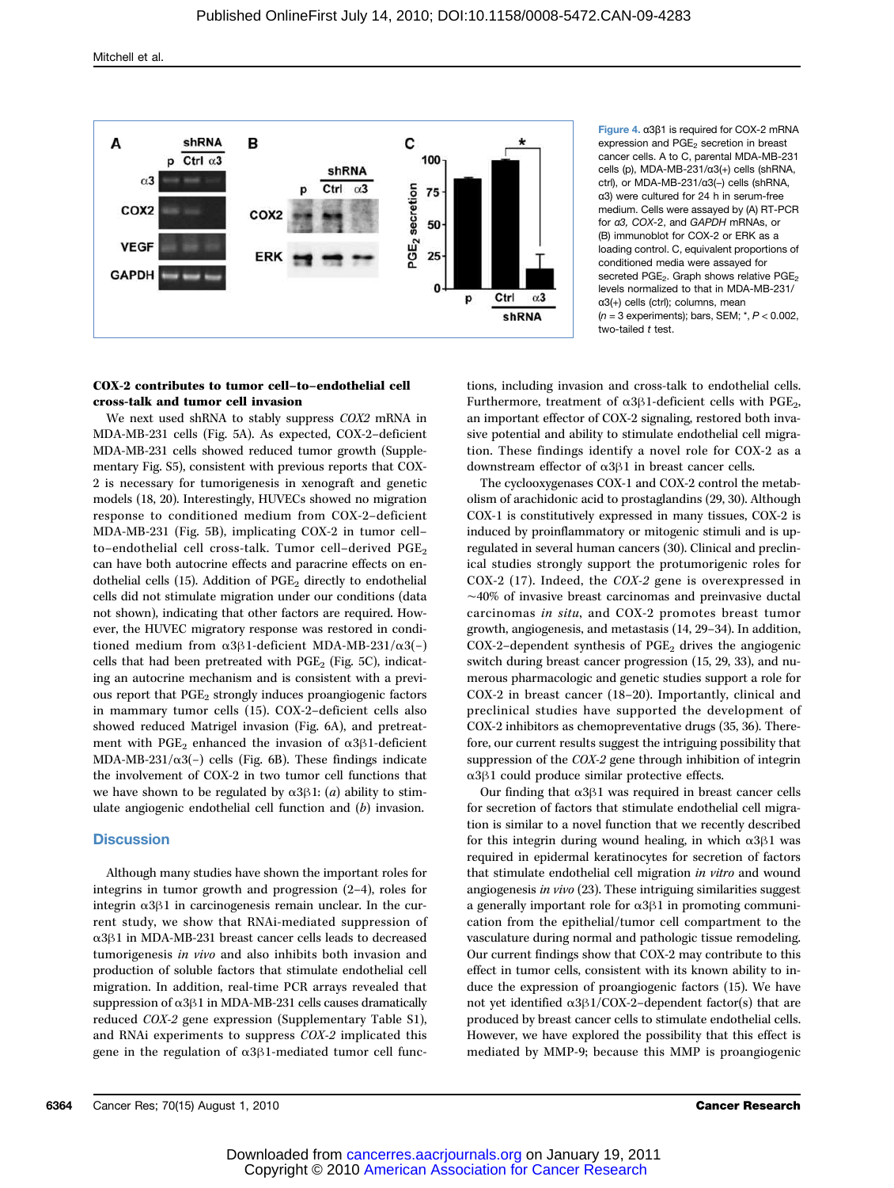Figure 4. α3β1 is required for COX-2 mRNA expression and $PGE_2$ secretion in breast cancer cells. A to C, parental MDA-MB-231 cells (p), MDA-MB-231/α3(+) cells (shRNA, ctrl), or MDA-MB-231/α3(–) cells (shRNA, α3) were cultured for 24 h in serum-free medium. Cells were assayed by (A) RT-PCR for *α3, COX-2*, and *GAPDH* mRNAs, or (B) immunoblot for COX-2 or ERK as a loading control. C, equivalent proportions of conditioned media were assayed for secreted $PGE_2$. Graph shows relative $PGE_2$ levels normalized to that in MDA-MB-231/α3(+) cells (ctrl); columns, mean ($n = 3$ experiments); bars, SEM; *, $P < 0.002$, two-tailed *t* test.

**COX-2 contributes to tumor cell–to–endothelial cell cross-talk and tumor cell invasion**

We next used shRNA to stably suppress *COX2* mRNA in MDA-MB-231 cells (Fig. 5A). As expected, COX-2–deficient MDA-MB-231 cells showed reduced tumor growth (Supplementary Fig. S5), consistent with previous reports that COX-2 is necessary for tumorigenesis in xenograft and genetic models (18, 20). Interestingly, HUVECs showed no migration response to conditioned medium from COX-2–deficient MDA-MB-231 (Fig. 5B), implicating COX-2 in tumor cell–to–endothelial cell cross-talk. Tumor cell–derived $PGE_2$ can have both autocrine effects and paracrine effects on endothelial cells (15). Addition of $PGE_2$ directly to endothelial cells did not stimulate migration under our conditions (data not shown), indicating that other factors are required. However, the HUVEC migratory response was restored in conditioned medium from α3β1-deficient MDA-MB-231/α3(–) cells that had been pretreated with $PGE_2$ (Fig. 5C), indicating an autocrine mechanism and is consistent with a previous report that $PGE_2$ strongly induces proangiogenic factors in mammary tumor cells (15). COX-2–deficient cells also showed reduced Matrigel invasion (Fig. 6A), and pretreatment with $PGE_2$ enhanced the invasion of α3β1-deficient MDA-MB-231/α3(–) cells (Fig. 6B). These findings indicate the involvement of COX-2 in two tumor cell functions that we have shown to be regulated by α3β1: (*a*) ability to stimulate angiogenic endothelial cell function and (*b*) invasion.

## Discussion

Although many studies have shown the important roles for integrins in tumor growth and progression (2–4), roles for integrin α3β1 in carcinogenesis remain unclear. In the current study, we show that RNAi-mediated suppression of α3β1 in MDA-MB-231 breast cancer cells leads to decreased tumorigenesis *in vivo* and also inhibits both invasion and production of soluble factors that stimulate endothelial cell migration. In addition, real-time PCR arrays revealed that suppression of α3β1 in MDA-MB-231 cells causes dramatically reduced *COX-2* gene expression (Supplementary Table S1), and RNAi experiments to suppress *COX-2* implicated this gene in the regulation of α3β1-mediated tumor cell functions, including invasion and cross-talk to endothelial cells. Furthermore, treatment of α3β1-deficient cells with $PGE_2$, an important effector of COX-2 signaling, restored both invasive potential and ability to stimulate endothelial cell migration. These findings identify a novel role for COX-2 as a downstream effector of α3β1 in breast cancer cells.

The cyclooxygenases COX-1 and COX-2 control the metabolism of arachidonic acid to prostaglandins (29, 30). Although COX-1 is constitutively expressed in many tissues, COX-2 is induced by proinflammatory or mitogenic stimuli and is upregulated in several human cancers (30). Clinical and preclinical studies strongly support the protumorigenic roles for COX-2 (17). Indeed, the *COX-2* gene is overexpressed in ~40% of invasive breast carcinomas and preinvasive ductal carcinomas *in situ*, and COX-2 promotes breast tumor growth, angiogenesis, and metastasis (14, 29–34). In addition, COX-2–dependent synthesis of $PGE_2$ drives the angiogenic switch during breast cancer progression (15, 29, 33), and numerous pharmacologic and genetic studies support a role for COX-2 in breast cancer (18–20). Importantly, clinical and preclinical studies have supported the development of COX-2 inhibitors as chemopreventative drugs (35, 36). Therefore, our current results suggest the intriguing possibility that suppression of the *COX-2* gene through inhibition of integrin α3β1 could produce similar protective effects.

Our finding that α3β1 was required in breast cancer cells for secretion of factors that stimulate endothelial cell migration is similar to a novel function that we recently described for this integrin during wound healing, in which α3β1 was required in epidermal keratinocytes for secretion of factors that stimulate endothelial cell migration *in vitro* and wound angiogenesis *in vivo* (23). These intriguing similarities suggest a generally important role for α3β1 in promoting communication from the epithelial/tumor cell compartment to the vasculature during normal and pathologic tissue remodeling. Our current findings show that COX-2 may contribute to this effect in tumor cells, consistent with its known ability to induce the expression of proangiogenic factors (15). We have not yet identified α3β1/COX-2–dependent factor(s) that are produced by breast cancer cells to stimulate endothelial cells. However, we have explored the possibility that this effect is mediated by MMP-9; because this MMP is proangiogenic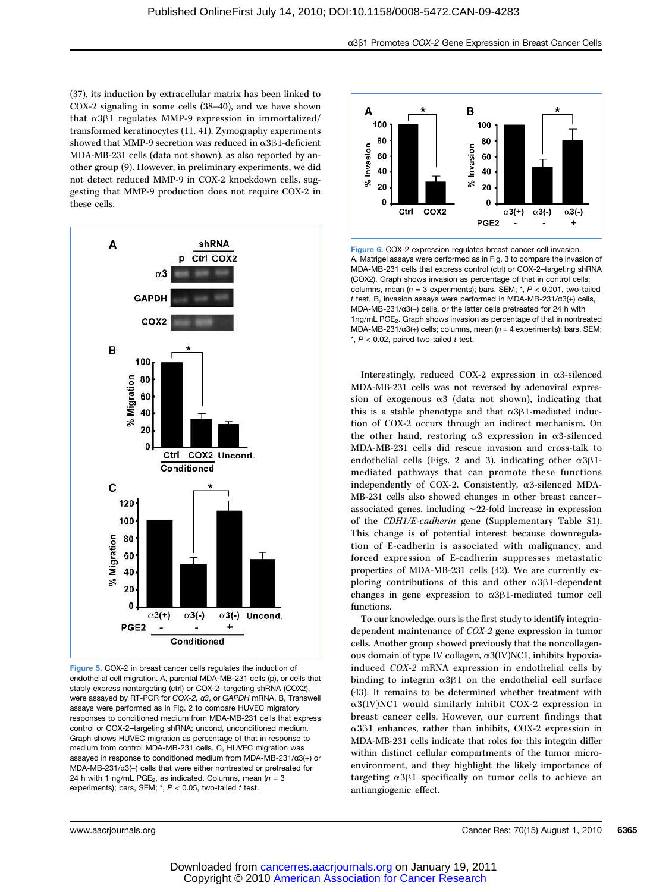(37), its induction by extracellular matrix has been linked to COX-2 signaling in some cells (38–40), and we have shown that α3β1 regulates MMP-9 expression in immortalized/transformed keratinocytes (11, 41). Zymography experiments showed that MMP-9 secretion was reduced in α3β1-deficient MDA-MB-231 cells (data not shown), as also reported by another group (9). However, in preliminary experiments, we did not detect reduced MMP-9 in COX-2 knockdown cells, suggesting that MMP-9 production does not require COX-2 in these cells.

Figure 5. COX-2 in breast cancer cells regulates the induction of endothelial cell migration. A, parental MDA-MB-231 cells (p), or cells that stably express nontargeting (ctrl) or COX-2–targeting shRNA (COX2), were assayed by RT-PCR for *COX-2*, *α3*, or *GAPDH* mRNA. B, Transwell assays were performed as in Fig. 2 to compare HUVEC migratory responses to conditioned medium from MDA-MB-231 cells that express control or COX-2–targeting shRNA; uncond, unconditioned medium. Graph shows HUVEC migration as percentage of that in response to medium from control MDA-MB-231 cells. C, HUVEC migration was assayed in response to conditioned medium from MDA-MB-231/α3(+) or MDA-MB-231/α3(–) cells that were either nontreated or pretreated for 24 h with 1 ng/mL $PGE_2$, as indicated. Columns, mean ($n = 3$ experiments); bars, SEM; *, $P < 0.05$, two-tailed $t$ test.

Figure 6. COX-2 expression regulates breast cancer cell invasion. A, Matrigel assays were performed as in Fig. 3 to compare the invasion of MDA-MB-231 cells that express control (ctrl) or COX-2–targeting shRNA (COX2). Graph shows invasion as percentage of that in control cells; columns, mean ($n = 3$ experiments); bars, SEM; *, $P < 0.001$, two-tailed $t$ test. B, invasion assays were performed in MDA-MB-231/α3(+) cells, MDA-MB-231/α3(–) cells, or the latter cells pretreated for 24 h with 1ng/mL $PGE_2$. Graph shows invasion as percentage of that in nontreated MDA-MB-231/α3(+) cells; columns, mean ($n = 4$ experiments); bars, SEM; *, $P < 0.02$, paired two-tailed $t$ test.

Interestingly, reduced COX-2 expression in α3-silenced MDA-MB-231 cells was not reversed by adenoviral expression of exogenous α3 (data not shown), indicating that this is a stable phenotype and that α3β1-mediated induction of COX-2 occurs through an indirect mechanism. On the other hand, restoring α3 expression in α3-silenced MDA-MB-231 cells did rescue invasion and cross-talk to endothelial cells (Figs. 2 and 3), indicating other α3β1-mediated pathways that can promote these functions independently of COX-2. Consistently, α3-silenced MDA-MB-231 cells also showed changes in other breast cancer–associated genes, including ~22-fold increase in expression of the *CDH1/E-cadherin* gene (Supplementary Table S1). This change is of potential interest because downregulation of E-cadherin is associated with malignancy, and forced expression of E-cadherin suppresses metastatic properties of MDA-MB-231 cells (42). We are currently exploring contributions of this and other α3β1-dependent changes in gene expression to α3β1-mediated tumor cell functions.

To our knowledge, ours is the first study to identify integrin-dependent maintenance of *COX-2* gene expression in tumor cells. Another group showed previously that the noncollagenous domain of type IV collagen, α3(IV)NC1, inhibits hypoxia-induced *COX-2* mRNA expression in endothelial cells by binding to integrin α3β1 on the endothelial cell surface (43). It remains to be determined whether treatment with α3(IV)NC1 would similarly inhibit COX-2 expression in breast cancer cells. However, our current findings that α3β1 enhances, rather than inhibits, COX-2 expression in MDA-MB-231 cells indicate that roles for this integrin differ within distinct cellular compartments of the tumor microenvironment, and they highlight the likely importance of targeting α3β1 specifically on tumor cells to achieve an antiangiogenic effect.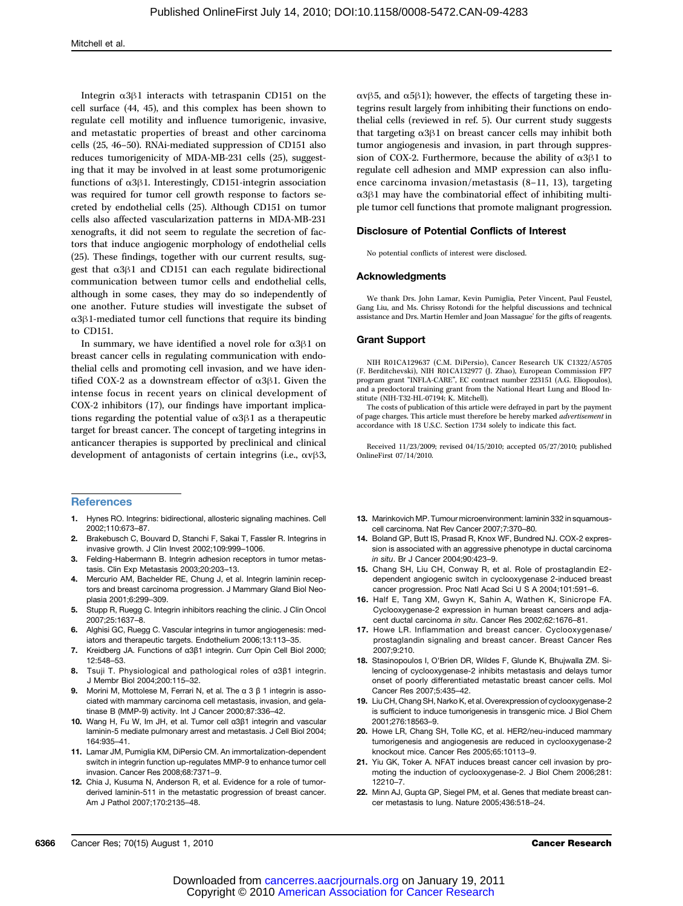Integrin α3β1 interacts with tetraspanin CD151 on the cell surface (44, 45), and this complex has been shown to regulate cell motility and influence tumorigenic, invasive, and metastatic properties of breast and other carcinoma cells (25, 46–50). RNAi-mediated suppression of CD151 also reduces tumorigenicity of MDA-MB-231 cells (25), suggesting that it may be involved in at least some protumorigenic functions of α3β1. Interestingly, CD151-integrin association was required for tumor cell growth response to factors secreted by endothelial cells (25). Although CD151 on tumor cells also affected vascularization patterns in MDA-MB-231 xenografts, it did not seem to regulate the secretion of factors that induce angiogenic morphology of endothelial cells (25). These findings, together with our current results, suggest that α3β1 and CD151 can each regulate bidirectional communication between tumor cells and endothelial cells, although in some cases, they may do so independently of one another. Future studies will investigate the subset of α3β1-mediated tumor cell functions that require its binding to CD151.

In summary, we have identified a novel role for α3β1 on breast cancer cells in regulating communication with endothelial cells and promoting cell invasion, and we have identified COX-2 as a downstream effector of α3β1. Given the intense focus in recent years on clinical development of COX-2 inhibitors (17), our findings have important implications regarding the potential value of α3β1 as a therapeutic target for breast cancer. The concept of targeting integrins in anticancer therapies is supported by preclinical and clinical development of antagonists of certain integrins (i.e., αvβ3, αvβ5, and α5β1); however, the effects of targeting these integrins result largely from inhibiting their functions on endothelial cells (reviewed in ref. 5). Our current study suggests that targeting α3β1 on breast cancer cells may inhibit both tumor angiogenesis and invasion, in part through suppression of COX-2. Furthermore, because the ability of α3β1 to regulate cell adhesion and MMP expression can also influence carcinoma invasion/metastasis (8–11, 13), targeting α3β1 may have the combinatorial effect of inhibiting multiple tumor cell functions that promote malignant progression.

## Disclosure of Potential Conflicts of Interest

No potential conflicts of interest were disclosed.

## Acknowledgments

We thank Drs. John Lamar, Kevin Pumiglia, Peter Vincent, Paul Feustel, Gang Liu, and Ms. Chrissy Rotondi for the helpful discussions and technical assistance and Drs. Martin Hemler and Joan Massague' for the gifts of reagents.

## Grant Support

NIH R01CA129637 (C.M. DiPersio), Cancer Research UK C1322/A5705 (F. Berditchevski), NIH R01CA132977 (J. Zhao), European Commission FP7 program grant "INFLA-CARE", EC contract number 223151 (A.G. Eliopoulos), and a predoctoral training grant from the National Heart Lung and Blood Institute (NIH-T32-HL-07194; K. Mitchell).

The costs of publication of this article were defrayed in part by the payment of page charges. This article must therefore be hereby marked *advertisement* in accordance with 18 U.S.C. Section 1734 solely to indicate this fact.

Received 11/23/2009; revised 04/15/2010; accepted 05/27/2010; published OnlineFirst 07/14/2010.

## References

1. Hynes RO. Integrins: bidirectional, allosteric signaling machines. Cell 2002;110:673–87.
2. Brakebusch C, Bouvard D, Stanchi F, Sakai T, Fassler R. Integrins in invasive growth. J Clin Invest 2002;109:999–1006.
3. Felding-Habermann B. Integrin adhesion receptors in tumor metastasis. Clin Exp Metastasis 2003;20:203–13.
4. Mercurio AM, Bachelder RE, Chung J, et al. Integrin laminin receptors and breast carcinoma progression. J Mammary Gland Biol Neoplasia 2001;6:299–309.
5. Stupp R, Ruegg C. Integrin inhibitors reaching the clinic. J Clin Oncol 2007;25:1637–8.
6. Alghisi GC, Ruegg C. Vascular integrins in tumor angiogenesis: mediators and therapeutic targets. Endothelium 2006;13:113–35.
7. Kreidberg JA. Functions of α3β1 integrin. Curr Opin Cell Biol 2000; 12:548–53.
8. Tsuji T. Physiological and pathological roles of α3β1 integrin. J Membr Biol 2004;200:115–32.
9. Morini M, Mottolese M, Ferrari N, et al. The α 3 β 1 integrin is associated with mammary carcinoma cell metastasis, invasion, and gelatinase B (MMP-9) activity. Int J Cancer 2000;87:336–42.
10. Wang H, Fu W, Im JH, et al. Tumor cell α3β1 integrin and vascular laminin-5 mediate pulmonary arrest and metastasis. J Cell Biol 2004; 164:935–41.
11. Lamar JM, Pumiglia KM, DiPersio CM. An immortalization-dependent switch in integrin function up-regulates MMP-9 to enhance tumor cell invasion. Cancer Res 2008;68:7371–9.
12. Chia J, Kusuma N, Anderson R, et al. Evidence for a role of tumor-derived laminin-511 in the metastatic progression of breast cancer. Am J Pathol 2007;170:2135–48.
13. Marinkovich MP. Tumour microenvironment: laminin 332 in squamous-cell carcinoma. Nat Rev Cancer 2007;7:370–80.
14. Boland GP, Butt IS, Prasad R, Knox WF, Bundred NJ. COX-2 expression is associated with an aggressive phenotype in ductal carcinoma *in situ*. Br J Cancer 2004;90:423–9.
15. Chang SH, Liu CH, Conway R, et al. Role of prostaglandin E2-dependent angiogenic switch in cyclooxygenase 2-induced breast cancer progression. Proc Natl Acad Sci U S A 2004;101:591–6.
16. Half E, Tang XM, Gwyn K, Sahin A, Wathen K, Sinicrope FA. Cyclooxygenase-2 expression in human breast cancers and adjacent ductal carcinoma *in situ*. Cancer Res 2002;62:1676–81.
17. Howe LR. Inflammation and breast cancer. Cyclooxygenase/prostaglandin signaling and breast cancer. Breast Cancer Res 2007;9:210.
18. Stasinopoulos I, O'Brien DR, Wildes F, Glunde K, Bhujwalla ZM. Silencing of cyclooxygenase-2 inhibits metastasis and delays tumor onset of poorly differentiated metastatic breast cancer cells. Mol Cancer Res 2007;5:435–42.
19. Liu CH, Chang SH, Narko K, et al. Overexpression of cyclooxygenase-2 is sufficient to induce tumorigenesis in transgenic mice. J Biol Chem 2001;276:18563–9.
20. Howe LR, Chang SH, Tolle KC, et al. HER2/neu-induced mammary tumorigenesis and angiogenesis are reduced in cyclooxygenase-2 knockout mice. Cancer Res 2005;65:10113–9.
21. Yiu GK, Toker A. NFAT induces breast cancer cell invasion by promoting the induction of cyclooxygenase-2. J Biol Chem 2006;281: 12210–7.
22. Minn AJ, Gupta GP, Siegel PM, et al. Genes that mediate breast cancer metastasis to lung. Nature 2005;436:518–24.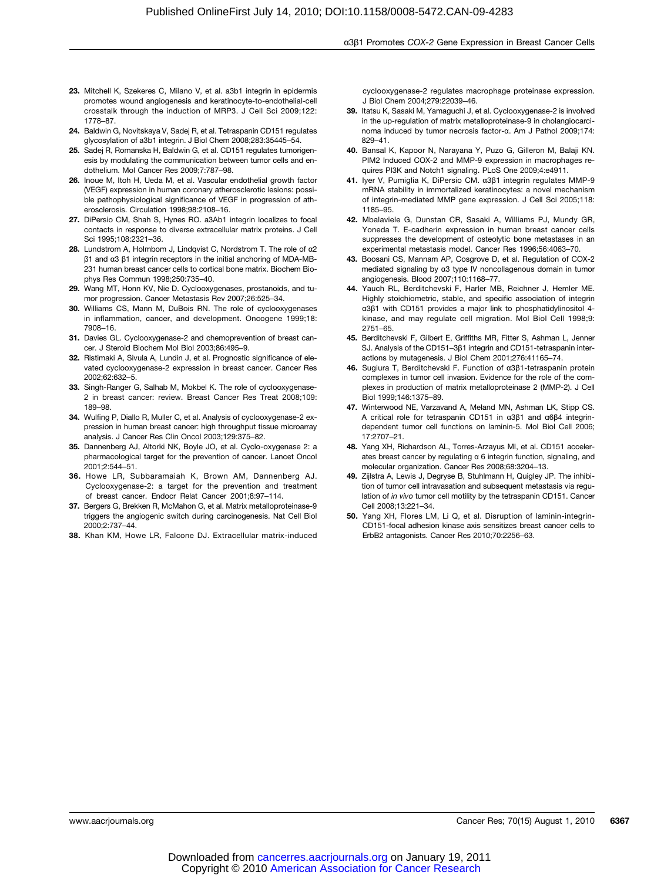23. Mitchell K, Szekeres C, Milano V, et al. a3b1 integrin in epidermis promotes wound angiogenesis and keratinocyte-to-endothelial-cell crosstalk through the induction of MRP3. J Cell Sci 2009;122: 1778–87.
24. Baldwin G, Novitskaya V, Sadej R, et al. Tetraspanin CD151 regulates glycosylation of a3b1 integrin. J Biol Chem 2008;283:35445–54.
25. Sadej R, Romanska H, Baldwin G, et al. CD151 regulates tumorigenesis by modulating the communication between tumor cells and endothelium. Mol Cancer Res 2009;7:787–98.
26. Inoue M, Itoh H, Ueda M, et al. Vascular endothelial growth factor (VEGF) expression in human coronary atherosclerotic lesions: possible pathophysiological significance of VEGF in progression of atherosclerosis. Circulation 1998;98:2108–16.
27. DiPersio CM, Shah S, Hynes RO. a3Ab1 integrin localizes to focal contacts in response to diverse extracellular matrix proteins. J Cell Sci 1995;108:2321–36.
28. Lundstrom A, Holmbom J, Lindqvist C, Nordstrom T. The role of α2 β1 and α3 β1 integrin receptors in the initial anchoring of MDA-MB-231 human breast cancer cells to cortical bone matrix. Biochem Biophys Res Commun 1998;250:735–40.
29. Wang MT, Honn KV, Nie D. Cyclooxygenases, prostanoids, and tumor progression. Cancer Metastasis Rev 2007;26:525–34.
30. Williams CS, Mann M, DuBois RN. The role of cyclooxygenases in inflammation, cancer, and development. Oncogene 1999;18: 7908–16.
31. Davies GL. Cyclooxygenase-2 and chemoprevention of breast cancer. J Steroid Biochem Mol Biol 2003;86:495–9.
32. Ristimaki A, Sivula A, Lundin J, et al. Prognostic significance of elevated cyclooxygenase-2 expression in breast cancer. Cancer Res 2002;62:632–5.
33. Singh-Ranger G, Salhab M, Mokbel K. The role of cyclooxygenase-2 in breast cancer: review. Breast Cancer Res Treat 2008;109: 189–98.
34. Wulfing P, Diallo R, Muller C, et al. Analysis of cyclooxygenase-2 expression in human breast cancer: high throughput tissue microarray analysis. J Cancer Res Clin Oncol 2003;129:375–82.
35. Dannenberg AJ, Altorki NK, Boyle JO, et al. Cyclo-oxygenase 2: a pharmacological target for the prevention of cancer. Lancet Oncol 2001;2:544–51.
36. Howe LR, Subbaramaiah K, Brown AM, Dannenberg AJ. Cyclooxygenase-2: a target for the prevention and treatment of breast cancer. Endocr Relat Cancer 2001;8:97–114.
37. Bergers G, Brekken R, McMahon G, et al. Matrix metalloproteinase-9 triggers the angiogenic switch during carcinogenesis. Nat Cell Biol 2000;2:737–44.
38. Khan KM, Howe LR, Falcone DJ. Extracellular matrix-induced cyclooxygenase-2 regulates macrophage proteinase expression. J Biol Chem 2004;279:22039–46.
39. Itatsu K, Sasaki M, Yamaguchi J, et al. Cyclooxygenase-2 is involved in the up-regulation of matrix metalloproteinase-9 in cholangiocarcinoma induced by tumor necrosis factor-α. Am J Pathol 2009;174: 829–41.
40. Bansal K, Kapoor N, Narayana Y, Puzo G, Gilleron M, Balaji KN. PIM2 Induced COX-2 and MMP-9 expression in macrophages requires PI3K and Notch1 signaling. PLoS One 2009;4:e4911.
41. Iyer V, Pumiglia K, DiPersio CM. α3β1 integrin regulates MMP-9 mRNA stability in immortalized keratinocytes: a novel mechanism of integrin-mediated MMP gene expression. J Cell Sci 2005;118: 1185–95.
42. Mbalaviele G, Dunstan CR, Sasaki A, Williams PJ, Mundy GR, Yoneda T. E-cadherin expression in human breast cancer cells suppresses the development of osteolytic bone metastases in an experimental metastasis model. Cancer Res 1996;56:4063–70.
43. Boosani CS, Mannam AP, Cosgrove D, et al. Regulation of COX-2 mediated signaling by α3 type IV noncollagenous domain in tumor angiogenesis. Blood 2007;110:1168–77.
44. Yauch RL, Berditchevski F, Harler MB, Reichner J, Hemler ME. Highly stoichiometric, stable, and specific association of integrin α3β1 with CD151 provides a major link to phosphatidylinositol 4-kinase, and may regulate cell migration. Mol Biol Cell 1998;9: 2751–65.
45. Berditchevski F, Gilbert E, Griffiths MR, Fitter S, Ashman L, Jenner SJ. Analysis of the CD151–3β1 integrin and CD151-tetraspanin interactions by mutagenesis. J Biol Chem 2001;276:41165–74.
46. Sugiura T, Berditchevski F. Function of α3β1-tetraspanin protein complexes in tumor cell invasion. Evidence for the role of the complexes in production of matrix metalloproteinase 2 (MMP-2). J Cell Biol 1999;146:1375–89.
47. Winterwood NE, Varzavand A, Meland MN, Ashman LK, Stipp CS. A critical role for tetraspanin CD151 in α3β1 and α6β4 integrin-dependent tumor cell functions on laminin-5. Mol Biol Cell 2006; 17:2707–21.
48. Yang XH, Richardson AL, Torres-Arzayus MI, et al. CD151 accelerates breast cancer by regulating α 6 integrin function, signaling, and molecular organization. Cancer Res 2008;68:3204–13.
49. Zijlstra A, Lewis J, Degryse B, Stuhlmann H, Quigley JP. The inhibition of tumor cell intravasation and subsequent metastasis via regulation of *in vivo* tumor cell motility by the tetraspanin CD151. Cancer Cell 2008;13:221–34.
50. Yang XH, Flores LM, Li Q, et al. Disruption of laminin-integrin-CD151-focal adhesion kinase axis sensitizes breast cancer cells to ErbB2 antagonists. Cancer Res 2010;70:2256–63.